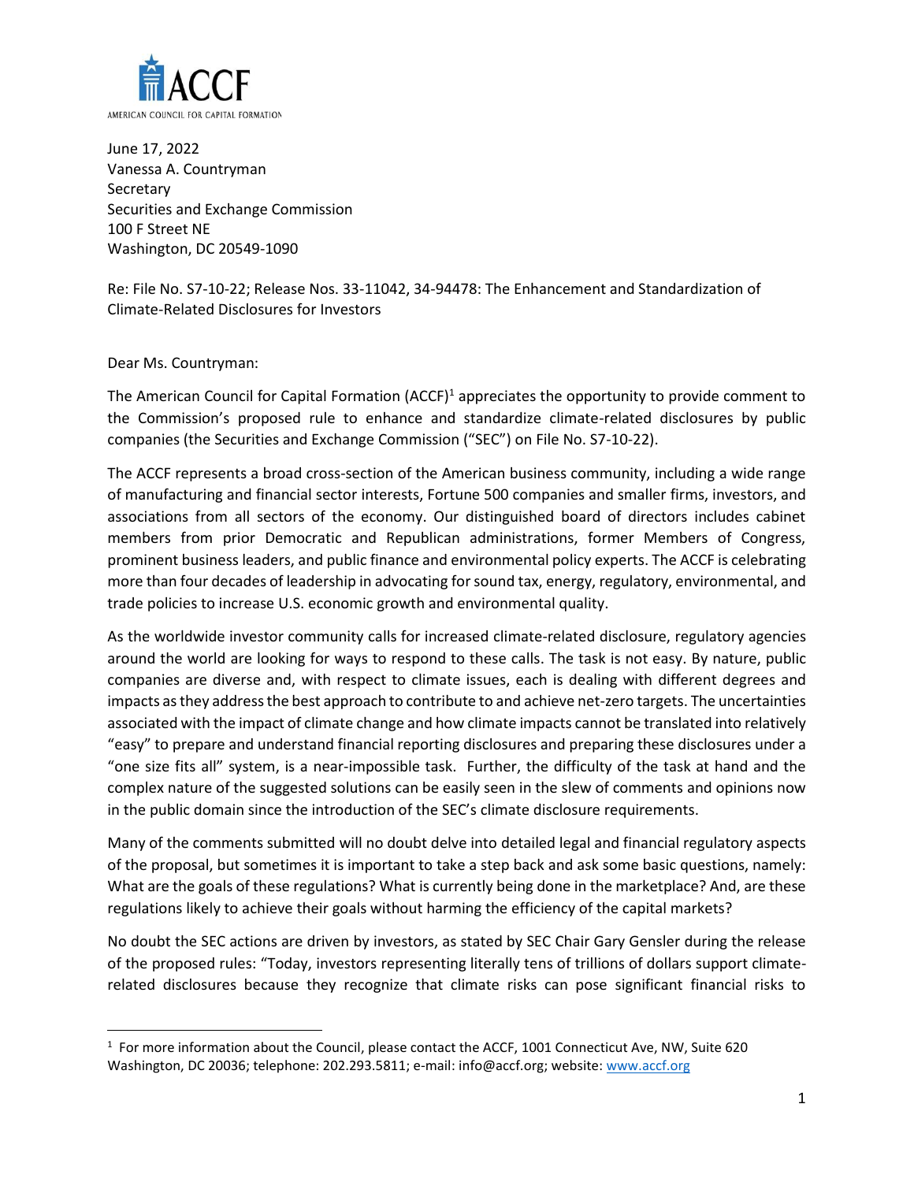ACCF

AMERICAN COUNCIL FOR CAPITAL FORMATION

June 17, 2022
Vanessa A. Countryman
Secretary
Securities and Exchange Commission
100 F Street NE
Washington, DC 20549-1090

Re: File No. S7-10-22; Release Nos. 33-11042, 34-94478: The Enhancement and Standardization of Climate-Related Disclosures for Investors

Dear Ms. Countryman:

The American Council for Capital Formation (ACCF)[1] appreciates the opportunity to provide comment to the Commission's proposed rule to enhance and standardize climate-related disclosures by public companies (the Securities and Exchange Commission ("SEC") on File No. S7-10-22).

The ACCF represents a broad cross-section of the American business community, including a wide range of manufacturing and financial sector interests, Fortune 500 companies and smaller firms, investors, and associations from all sectors of the economy. Our distinguished board of directors includes cabinet members from prior Democratic and Republican administrations, former Members of Congress, prominent business leaders, and public finance and environmental policy experts. The ACCF is celebrating more than four decades of leadership in advocating for sound tax, energy, regulatory, environmental, and trade policies to increase U.S. economic growth and environmental quality.

As the worldwide investor community calls for increased climate-related disclosure, regulatory agencies around the world are looking for ways to respond to these calls. The task is not easy. By nature, public companies are diverse and, with respect to climate issues, each is dealing with different degrees and impacts as they address the best approach to contribute to and achieve net-zero targets. The uncertainties associated with the impact of climate change and how climate impacts cannot be translated into relatively "easy" to prepare and understand financial reporting disclosures and preparing these disclosures under a "one size fits all" system, is a near-impossible task. Further, the difficulty of the task at hand and the complex nature of the suggested solutions can be easily seen in the slew of comments and opinions now in the public domain since the introduction of the SEC's climate disclosure requirements.

Many of the comments submitted will no doubt delve into detailed legal and financial regulatory aspects of the proposal, but sometimes it is important to take a step back and ask some basic questions, namely: What are the goals of these regulations? What is currently being done in the marketplace? And, are these regulations likely to achieve their goals without harming the efficiency of the capital markets?

No doubt the SEC actions are driven by investors, as stated by SEC Chair Gary Gensler during the release of the proposed rules: "Today, investors representing literally tens of trillions of dollars support climate-related disclosures because they recognize that climate risks can pose significant financial risks to

---

[1] For more information about the Council, please contact the ACCF, 1001 Connecticut Ave, NW, Suite 620 Washington, DC 20036; telephone: 202.293.5811; e-mail: info@accf.org; website: www.accf.org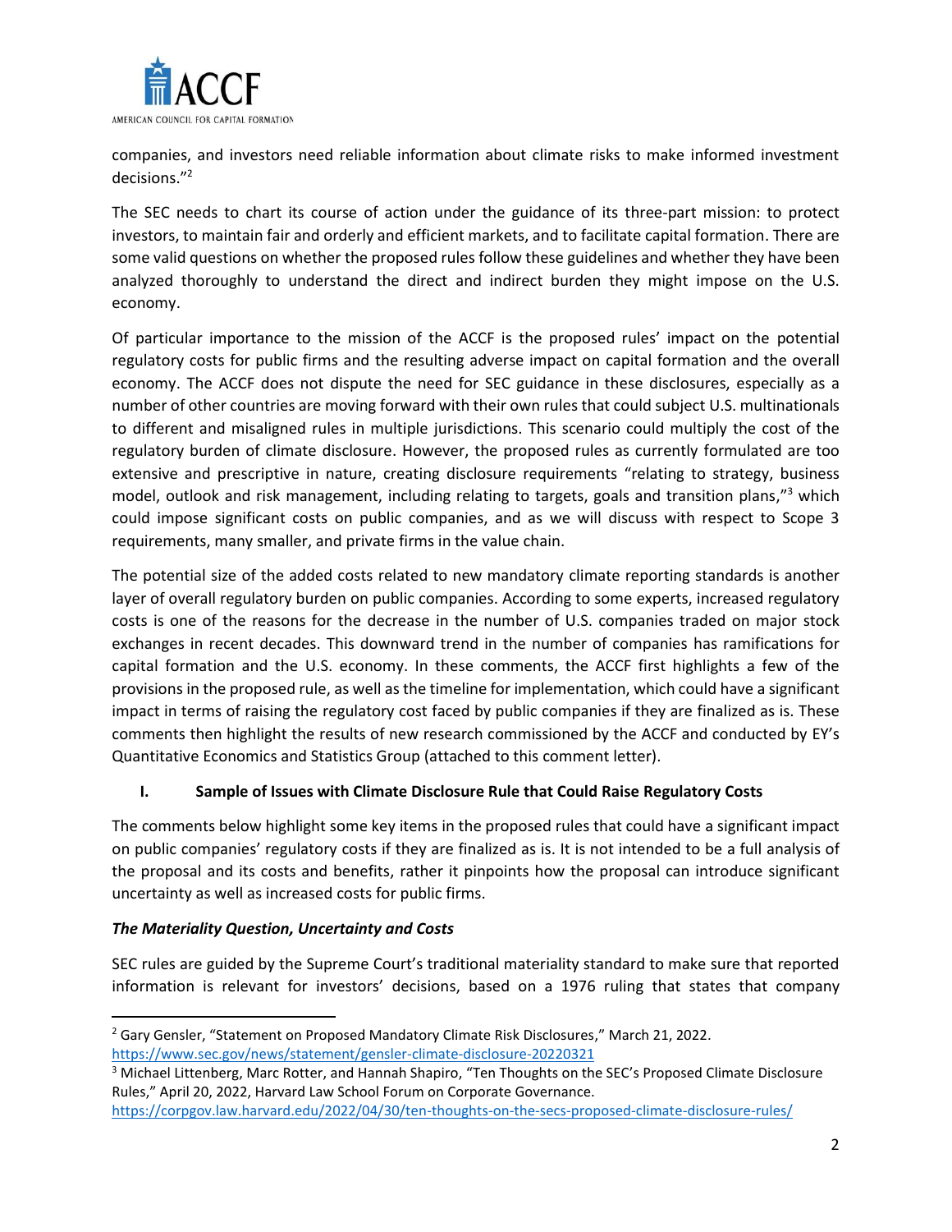companies, and investors need reliable information about climate risks to make informed investment decisions."[2]

The SEC needs to chart its course of action under the guidance of its three-part mission: to protect investors, to maintain fair and orderly and efficient markets, and to facilitate capital formation. There are some valid questions on whether the proposed rules follow these guidelines and whether they have been analyzed thoroughly to understand the direct and indirect burden they might impose on the U.S. economy.

Of particular importance to the mission of the ACCF is the proposed rules' impact on the potential regulatory costs for public firms and the resulting adverse impact on capital formation and the overall economy. The ACCF does not dispute the need for SEC guidance in these disclosures, especially as a number of other countries are moving forward with their own rules that could subject U.S. multinationals to different and misaligned rules in multiple jurisdictions. This scenario could multiply the cost of the regulatory burden of climate disclosure. However, the proposed rules as currently formulated are too extensive and prescriptive in nature, creating disclosure requirements "relating to strategy, business model, outlook and risk management, including relating to targets, goals and transition plans,"[3] which could impose significant costs on public companies, and as we will discuss with respect to Scope 3 requirements, many smaller, and private firms in the value chain.

The potential size of the added costs related to new mandatory climate reporting standards is another layer of overall regulatory burden on public companies. According to some experts, increased regulatory costs is one of the reasons for the decrease in the number of U.S. companies traded on major stock exchanges in recent decades. This downward trend in the number of companies has ramifications for capital formation and the U.S. economy. In these comments, the ACCF first highlights a few of the provisions in the proposed rule, as well as the timeline for implementation, which could have a significant impact in terms of raising the regulatory cost faced by public companies if they are finalized as is. These comments then highlight the results of new research commissioned by the ACCF and conducted by EY's Quantitative Economics and Statistics Group (attached to this comment letter).

## I. Sample of Issues with Climate Disclosure Rule that Could Raise Regulatory Costs

The comments below highlight some key items in the proposed rules that could have a significant impact on public companies' regulatory costs if they are finalized as is. It is not intended to be a full analysis of the proposal and its costs and benefits, rather it pinpoints how the proposal can introduce significant uncertainty as well as increased costs for public firms.

### *The Materiality Question, Uncertainty and Costs*

SEC rules are guided by the Supreme Court's traditional materiality standard to make sure that reported information is relevant for investors' decisions, based on a 1976 ruling that states that company

---

[2] Gary Gensler, "Statement on Proposed Mandatory Climate Risk Disclosures," March 21, 2022. https://www.sec.gov/news/statement/gensler-climate-disclosure-20220321

[3] Michael Littenberg, Marc Rotter, and Hannah Shapiro, "Ten Thoughts on the SEC's Proposed Climate Disclosure Rules," April 20, 2022, Harvard Law School Forum on Corporate Governance. https://corpgov.law.harvard.edu/2022/04/30/ten-thoughts-on-the-secs-proposed-climate-disclosure-rules/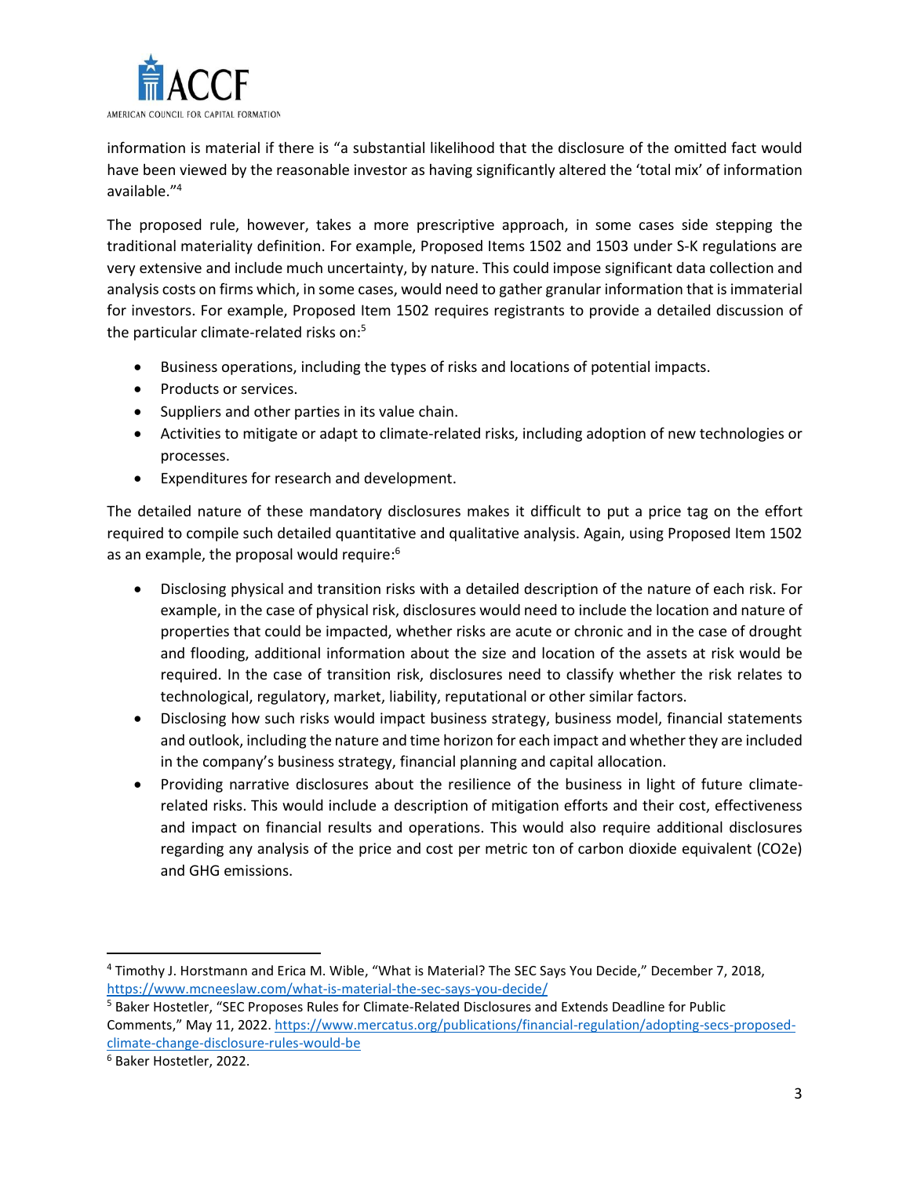information is material if there is "a substantial likelihood that the disclosure of the omitted fact would have been viewed by the reasonable investor as having significantly altered the 'total mix' of information available."[4]

The proposed rule, however, takes a more prescriptive approach, in some cases side stepping the traditional materiality definition. For example, Proposed Items 1502 and 1503 under S-K regulations are very extensive and include much uncertainty, by nature. This could impose significant data collection and analysis costs on firms which, in some cases, would need to gather granular information that is immaterial for investors. For example, Proposed Item 1502 requires registrants to provide a detailed discussion of the particular climate-related risks on:[5]

- Business operations, including the types of risks and locations of potential impacts.
- Products or services.
- Suppliers and other parties in its value chain.
- Activities to mitigate or adapt to climate-related risks, including adoption of new technologies or processes.
- Expenditures for research and development.

The detailed nature of these mandatory disclosures makes it difficult to put a price tag on the effort required to compile such detailed quantitative and qualitative analysis. Again, using Proposed Item 1502 as an example, the proposal would require:[6]

- Disclosing physical and transition risks with a detailed description of the nature of each risk. For example, in the case of physical risk, disclosures would need to include the location and nature of properties that could be impacted, whether risks are acute or chronic and in the case of drought and flooding, additional information about the size and location of the assets at risk would be required. In the case of transition risk, disclosures need to classify whether the risk relates to technological, regulatory, market, liability, reputational or other similar factors.
- Disclosing how such risks would impact business strategy, business model, financial statements and outlook, including the nature and time horizon for each impact and whether they are included in the company's business strategy, financial planning and capital allocation.
- Providing narrative disclosures about the resilience of the business in light of future climate-related risks. This would include a description of mitigation efforts and their cost, effectiveness and impact on financial results and operations. This would also require additional disclosures regarding any analysis of the price and cost per metric ton of carbon dioxide equivalent ($CO_2e$) and GHG emissions.

---

[4] Timothy J. Horstmann and Erica M. Wible, "What is Material? The SEC Says You Decide," December 7, 2018, https://www.mcneeslaw.com/what-is-material-the-sec-says-you-decide/

[5] Baker Hostetler, "SEC Proposes Rules for Climate-Related Disclosures and Extends Deadline for Public Comments," May 11, 2022. https://www.mercatus.org/publications/financial-regulation/adopting-secs-proposed-climate-change-disclosure-rules-would-be

[6] Baker Hostetler, 2022.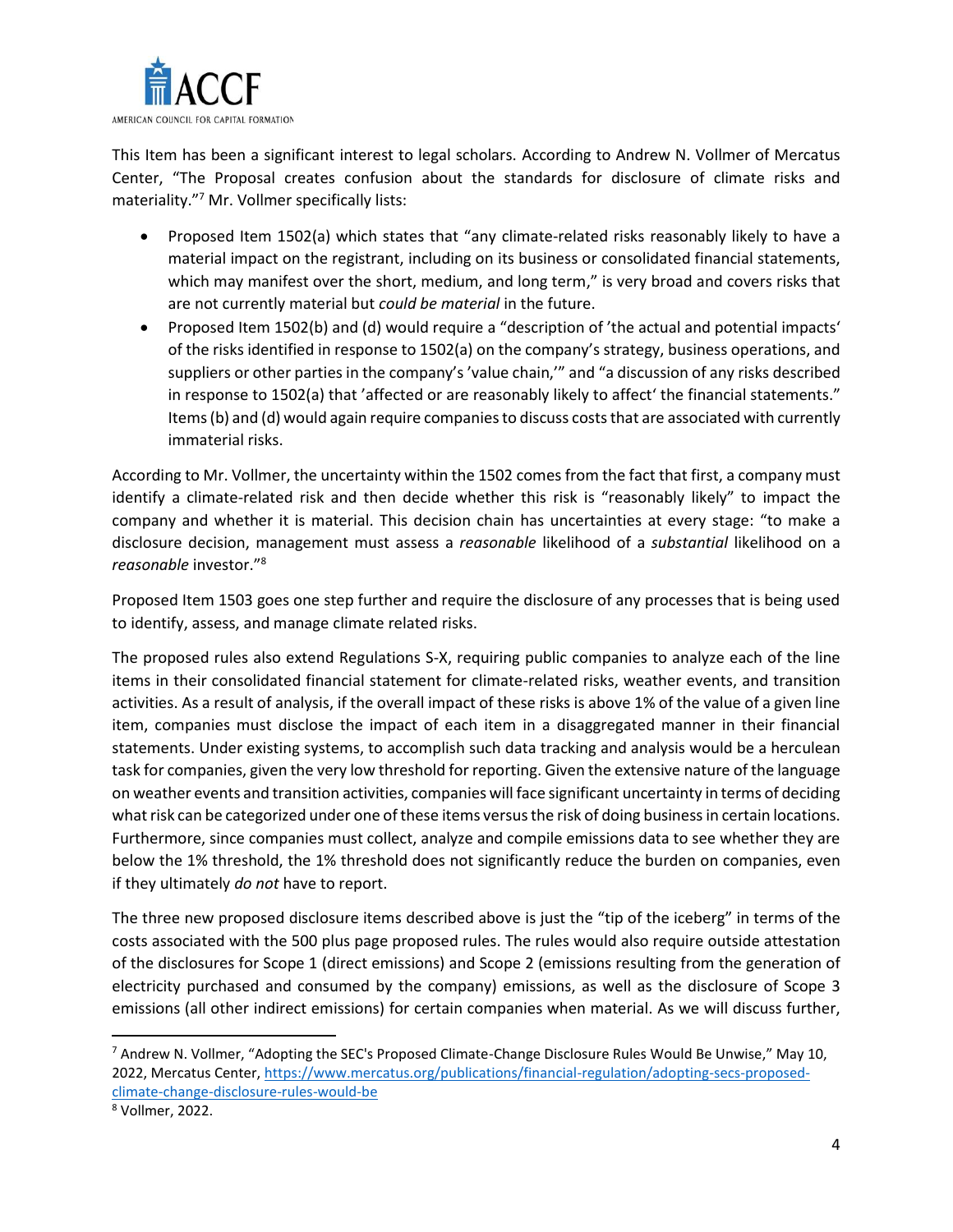This Item has been a significant interest to legal scholars. According to Andrew N. Vollmer of Mercatus Center, "The Proposal creates confusion about the standards for disclosure of climate risks and materiality."[7] Mr. Vollmer specifically lists:

- Proposed Item 1502(a) which states that "any climate-related risks reasonably likely to have a material impact on the registrant, including on its business or consolidated financial statements, which may manifest over the short, medium, and long term," is very broad and covers risks that are not currently material but *could be material* in the future.
- Proposed Item 1502(b) and (d) would require a "description of 'the actual and potential impacts' of the risks identified in response to 1502(a) on the company's strategy, business operations, and suppliers or other parties in the company's 'value chain,'" and "a discussion of any risks described in response to 1502(a) that 'affected or are reasonably likely to affect' the financial statements." Items (b) and (d) would again require companies to discuss costs that are associated with currently immaterial risks.

According to Mr. Vollmer, the uncertainty within the 1502 comes from the fact that first, a company must identify a climate-related risk and then decide whether this risk is "reasonably likely" to impact the company and whether it is material. This decision chain has uncertainties at every stage: "to make a disclosure decision, management must assess a *reasonable* likelihood of a *substantial* likelihood on a *reasonable* investor."[8]

Proposed Item 1503 goes one step further and require the disclosure of any processes that is being used to identify, assess, and manage climate related risks.

The proposed rules also extend Regulations S-X, requiring public companies to analyze each of the line items in their consolidated financial statement for climate-related risks, weather events, and transition activities. As a result of analysis, if the overall impact of these risks is above 1% of the value of a given line item, companies must disclose the impact of each item in a disaggregated manner in their financial statements. Under existing systems, to accomplish such data tracking and analysis would be a herculean task for companies, given the very low threshold for reporting. Given the extensive nature of the language on weather events and transition activities, companies will face significant uncertainty in terms of deciding what risk can be categorized under one of these items versus the risk of doing business in certain locations. Furthermore, since companies must collect, analyze and compile emissions data to see whether they are below the 1% threshold, the 1% threshold does not significantly reduce the burden on companies, even if they ultimately *do not* have to report.

The three new proposed disclosure items described above is just the "tip of the iceberg" in terms of the costs associated with the 500 plus page proposed rules. The rules would also require outside attestation of the disclosures for Scope 1 (direct emissions) and Scope 2 (emissions resulting from the generation of electricity purchased and consumed by the company) emissions, as well as the disclosure of Scope 3 emissions (all other indirect emissions) for certain companies when material. As we will discuss further,

---

[7] Andrew N. Vollmer, "Adopting the SEC's Proposed Climate-Change Disclosure Rules Would Be Unwise," May 10, 2022, Mercatus Center, https://www.mercatus.org/publications/financial-regulation/adopting-secs-proposed-climate-change-disclosure-rules-would-be

[8] Vollmer, 2022.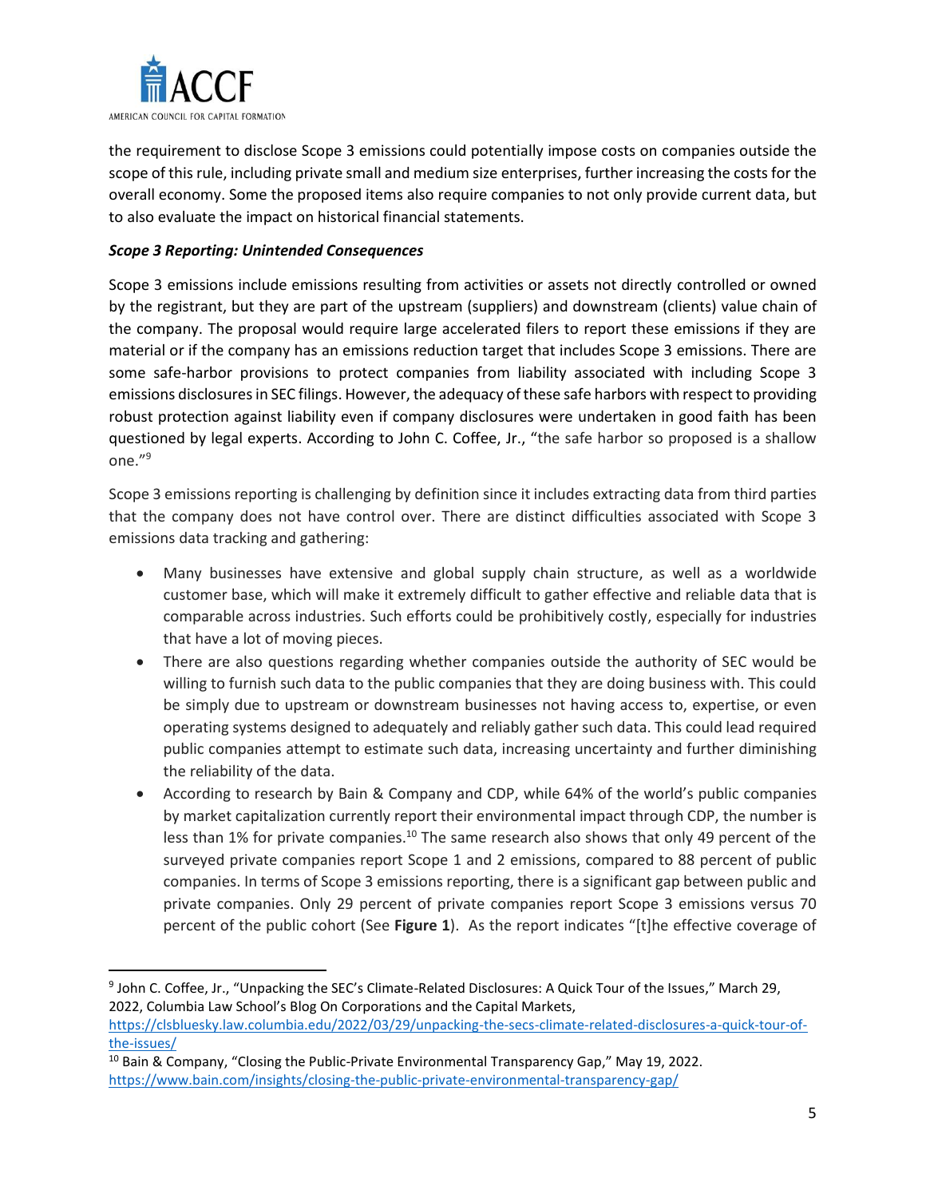the requirement to disclose Scope 3 emissions could potentially impose costs on companies outside the scope of this rule, including private small and medium size enterprises, further increasing the costs for the overall economy. Some the proposed items also require companies to not only provide current data, but to also evaluate the impact on historical financial statements.

***Scope 3 Reporting: Unintended Consequences***

Scope 3 emissions include emissions resulting from activities or assets not directly controlled or owned by the registrant, but they are part of the upstream (suppliers) and downstream (clients) value chain of the company. The proposal would require large accelerated filers to report these emissions if they are material or if the company has an emissions reduction target that includes Scope 3 emissions. There are some safe-harbor provisions to protect companies from liability associated with including Scope 3 emissions disclosures in SEC filings. However, the adequacy of these safe harbors with respect to providing robust protection against liability even if company disclosures were undertaken in good faith has been questioned by legal experts. According to John C. Coffee, Jr., "the safe harbor so proposed is a shallow one."[9]

Scope 3 emissions reporting is challenging by definition since it includes extracting data from third parties that the company does not have control over. There are distinct difficulties associated with Scope 3 emissions data tracking and gathering:

- Many businesses have extensive and global supply chain structure, as well as a worldwide customer base, which will make it extremely difficult to gather effective and reliable data that is comparable across industries. Such efforts could be prohibitively costly, especially for industries that have a lot of moving pieces.
- There are also questions regarding whether companies outside the authority of SEC would be willing to furnish such data to the public companies that they are doing business with. This could be simply due to upstream or downstream businesses not having access to, expertise, or even operating systems designed to adequately and reliably gather such data. This could lead required public companies attempt to estimate such data, increasing uncertainty and further diminishing the reliability of the data.
- According to research by Bain & Company and CDP, while 64% of the world's public companies by market capitalization currently report their environmental impact through CDP, the number is less than 1% for private companies.[10] The same research also shows that only 49 percent of the surveyed private companies report Scope 1 and 2 emissions, compared to 88 percent of public companies. In terms of Scope 3 emissions reporting, there is a significant gap between public and private companies. Only 29 percent of private companies report Scope 3 emissions versus 70 percent of the public cohort (See **Figure 1**). As the report indicates "[t]he effective coverage of

---

[9] John C. Coffee, Jr., "Unpacking the SEC's Climate-Related Disclosures: A Quick Tour of the Issues," March 29, 2022, Columbia Law School's Blog On Corporations and the Capital Markets, https://clsbluesky.law.columbia.edu/2022/03/29/unpacking-the-secs-climate-related-disclosures-a-quick-tour-of-the-issues/

[10] Bain & Company, "Closing the Public-Private Environmental Transparency Gap," May 19, 2022. https://www.bain.com/insights/closing-the-public-private-environmental-transparency-gap/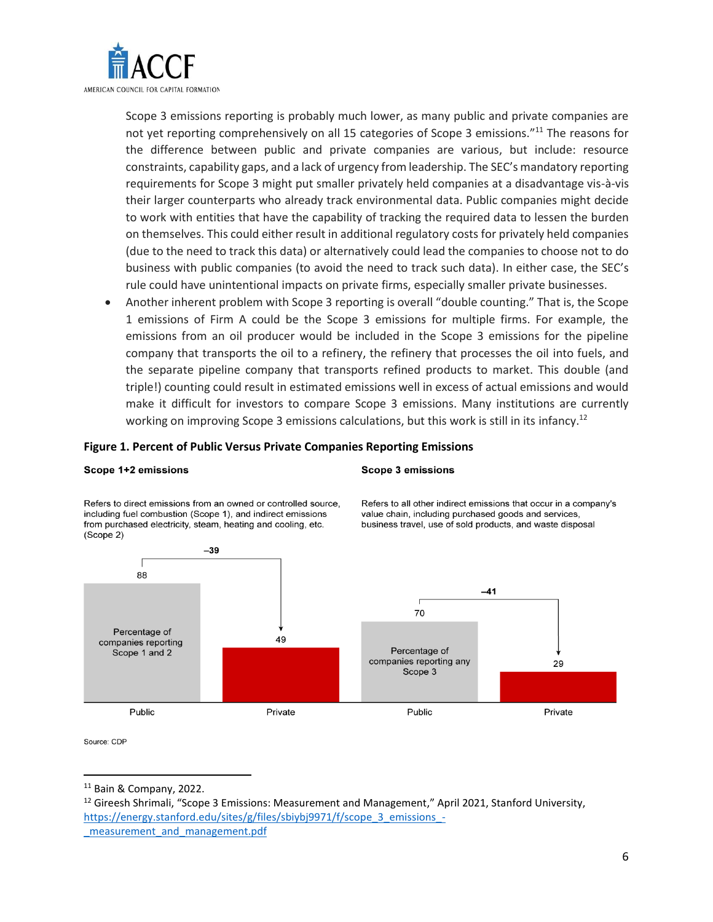Scope 3 emissions reporting is probably much lower, as many public and private companies are not yet reporting comprehensively on all 15 categories of Scope 3 emissions."[11] The reasons for the difference between public and private companies are various, but include: resource constraints, capability gaps, and a lack of urgency from leadership. The SEC's mandatory reporting requirements for Scope 3 might put smaller privately held companies at a disadvantage vis-à-vis their larger counterparts who already track environmental data. Public companies might decide to work with entities that have the capability of tracking the required data to lessen the burden on themselves. This could either result in additional regulatory costs for privately held companies (due to the need to track this data) or alternatively could lead the companies to choose not to do business with public companies (to avoid the need to track such data). In either case, the SEC's rule could have unintentional impacts on private firms, especially smaller private businesses.

- Another inherent problem with Scope 3 reporting is overall "double counting." That is, the Scope 1 emissions of Firm A could be the Scope 3 emissions for multiple firms. For example, the emissions from an oil producer would be included in the Scope 3 emissions for the pipeline company that transports the oil to a refinery, the refinery that processes the oil into fuels, and the separate pipeline company that transports refined products to market. This double (and triple!) counting could result in estimated emissions well in excess of actual emissions and would make it difficult for investors to compare Scope 3 emissions. Many institutions are currently working on improving Scope 3 emissions calculations, but this work is still in its infancy.[12]

**Figure 1. Percent of Public Versus Private Companies Reporting Emissions**

**Scope 1+2 emissions**

Refers to direct emissions from an owned or controlled source, including fuel combustion (Scope 1), and indirect emissions from purchased electricity, steam, heating and cooling, etc. (Scope 2)

**Scope 3 emissions**

Refers to all other indirect emissions that occur in a company's value chain, including purchased goods and services, business travel, use of sold products, and waste disposal

| | Public | Private | Difference |
|---|---|---|---|
| Percentage of companies reporting Scope 1 and 2 | 88 | 49 | –39 |
| Percentage of companies reporting any Scope 3 | 70 | 29 | –41 |

Source: CDP

---

[11] Bain & Company, 2022.

[12] Gireesh Shrimali, "Scope 3 Emissions: Measurement and Management," April 2021, Stanford University, https://energy.stanford.edu/sites/g/files/sbiybj9971/f/scope_3_emissions_-_measurement_and_management.pdf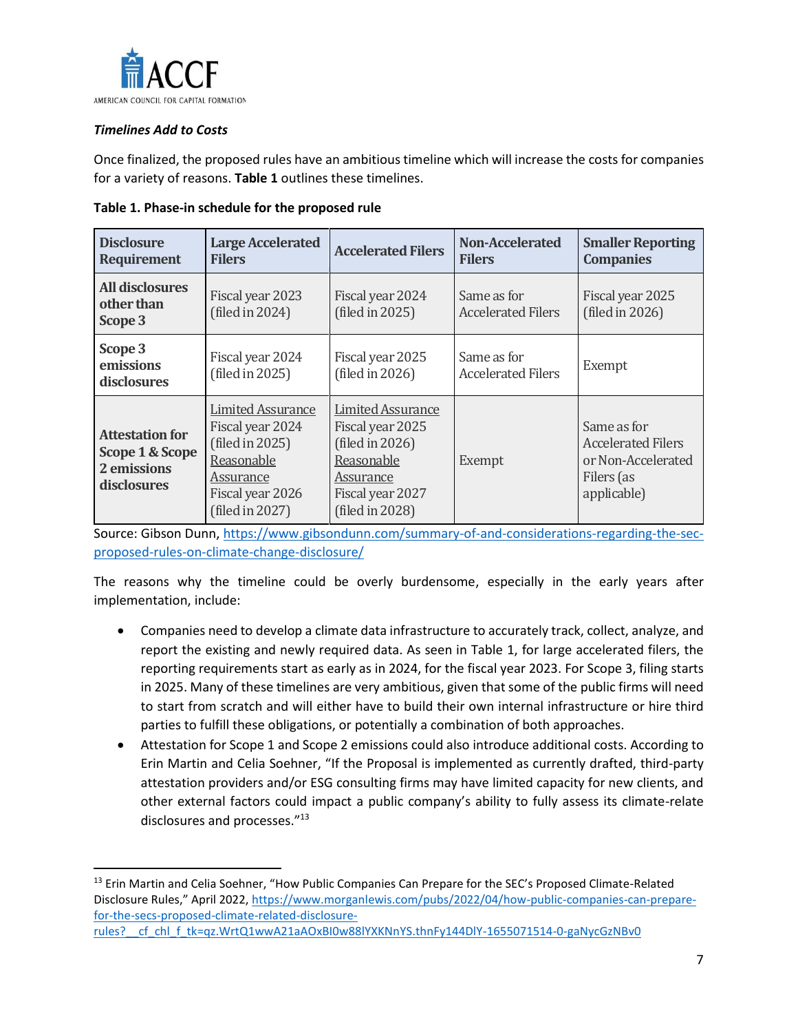***Timelines Add to Costs***

Once finalized, the proposed rules have an ambitious timeline which will increase the costs for companies for a variety of reasons. **Table 1** outlines these timelines.

**Table 1. Phase-in schedule for the proposed rule**

| Disclosure Requirement | Large Accelerated Filers | Accelerated Filers | Non-Accelerated Filers | Smaller Reporting Companies |
|---|---|---|---|---|
| **All disclosures other than Scope 3** | Fiscal year 2023 (filed in 2024) | Fiscal year 2024 (filed in 2025) | Same as for Accelerated Filers | Fiscal year 2025 (filed in 2026) |
| **Scope 3 emissions disclosures** | Fiscal year 2024 (filed in 2025) | Fiscal year 2025 (filed in 2026) | Same as for Accelerated Filers | Exempt |
| **Attestation for Scope 1 & Scope 2 emissions disclosures** | Limited Assurance Fiscal year 2024 (filed in 2025) Reasonable Assurance Fiscal year 2026 (filed in 2027) | Limited Assurance Fiscal year 2025 (filed in 2026) Reasonable Assurance Fiscal year 2027 (filed in 2028) | Exempt | Same as for Accelerated Filers or Non-Accelerated Filers (as applicable) |

Source: Gibson Dunn, https://www.gibsondunn.com/summary-of-and-considerations-regarding-the-sec-proposed-rules-on-climate-change-disclosure/

The reasons why the timeline could be overly burdensome, especially in the early years after implementation, include:

- Companies need to develop a climate data infrastructure to accurately track, collect, analyze, and report the existing and newly required data. As seen in Table 1, for large accelerated filers, the reporting requirements start as early as in 2024, for the fiscal year 2023. For Scope 3, filing starts in 2025. Many of these timelines are very ambitious, given that some of the public firms will need to start from scratch and will either have to build their own internal infrastructure or hire third parties to fulfill these obligations, or potentially a combination of both approaches.
- Attestation for Scope 1 and Scope 2 emissions could also introduce additional costs. According to Erin Martin and Celia Soehner, "If the Proposal is implemented as currently drafted, third-party attestation providers and/or ESG consulting firms may have limited capacity for new clients, and other external factors could impact a public company's ability to fully assess its climate-relate disclosures and processes."[13]

[13] Erin Martin and Celia Soehner, "How Public Companies Can Prepare for the SEC's Proposed Climate-Related Disclosure Rules," April 2022, https://www.morganlewis.com/pubs/2022/04/how-public-companies-can-prepare-for-the-secs-proposed-climate-related-disclosure-rules?__cf_chl_f_tk=qz.WrtQ1wwA21aAOxBI0w88lYXKNnYS.thnFy144DlY-1655071514-0-gaNycGzNBv0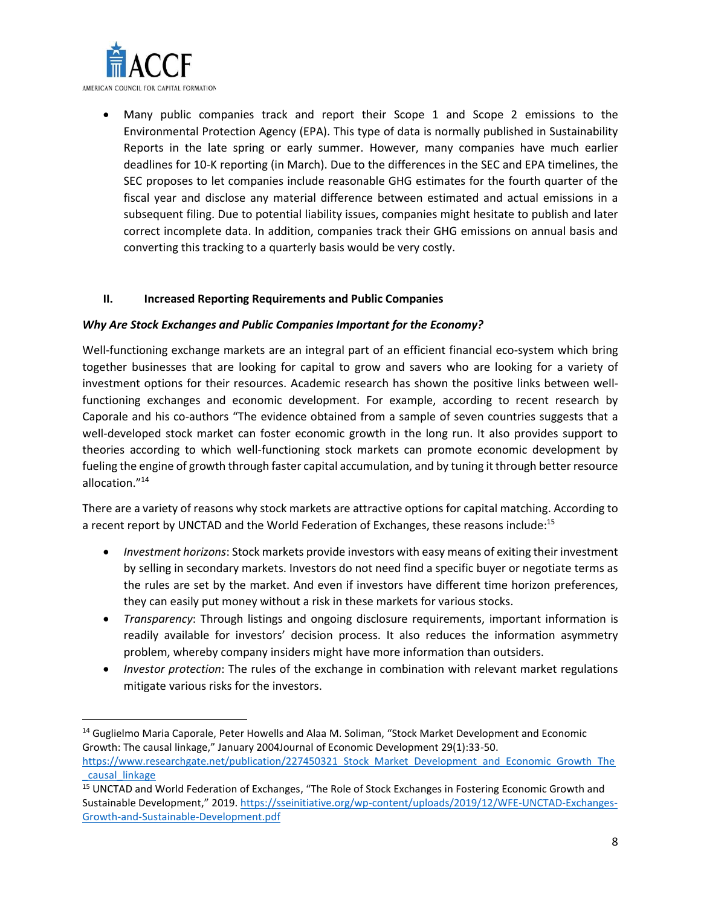- Many public companies track and report their Scope 1 and Scope 2 emissions to the Environmental Protection Agency (EPA). This type of data is normally published in Sustainability Reports in the late spring or early summer. However, many companies have much earlier deadlines for 10-K reporting (in March). Due to the differences in the SEC and EPA timelines, the SEC proposes to let companies include reasonable GHG estimates for the fourth quarter of the fiscal year and disclose any material difference between estimated and actual emissions in a subsequent filing. Due to potential liability issues, companies might hesitate to publish and later correct incomplete data. In addition, companies track their GHG emissions on annual basis and converting this tracking to a quarterly basis would be very costly.

## II. Increased Reporting Requirements and Public Companies

### *Why Are Stock Exchanges and Public Companies Important for the Economy?*

Well-functioning exchange markets are an integral part of an efficient financial eco-system which bring together businesses that are looking for capital to grow and savers who are looking for a variety of investment options for their resources. Academic research has shown the positive links between well-functioning exchanges and economic development. For example, according to recent research by Caporale and his co-authors "The evidence obtained from a sample of seven countries suggests that a well-developed stock market can foster economic growth in the long run. It also provides support to theories according to which well-functioning stock markets can promote economic development by fueling the engine of growth through faster capital accumulation, and by tuning it through better resource allocation."[14]

There are a variety of reasons why stock markets are attractive options for capital matching. According to a recent report by UNCTAD and the World Federation of Exchanges, these reasons include:[15]

- *Investment horizons*: Stock markets provide investors with easy means of exiting their investment by selling in secondary markets. Investors do not need find a specific buyer or negotiate terms as the rules are set by the market. And even if investors have different time horizon preferences, they can easily put money without a risk in these markets for various stocks.
- *Transparency*: Through listings and ongoing disclosure requirements, important information is readily available for investors' decision process. It also reduces the information asymmetry problem, whereby company insiders might have more information than outsiders.
- *Investor protection*: The rules of the exchange in combination with relevant market regulations mitigate various risks for the investors.

---

[14] Guglielmo Maria Caporale, Peter Howells and Alaa M. Soliman, "Stock Market Development and Economic Growth: The causal linkage," January 2004Journal of Economic Development 29(1):33-50. https://www.researchgate.net/publication/227450321_Stock_Market_Development_and_Economic_Growth_The_causal_linkage

[15] UNCTAD and World Federation of Exchanges, "The Role of Stock Exchanges in Fostering Economic Growth and Sustainable Development," 2019. https://sseinitiative.org/wp-content/uploads/2019/12/WFE-UNCTAD-Exchanges-Growth-and-Sustainable-Development.pdf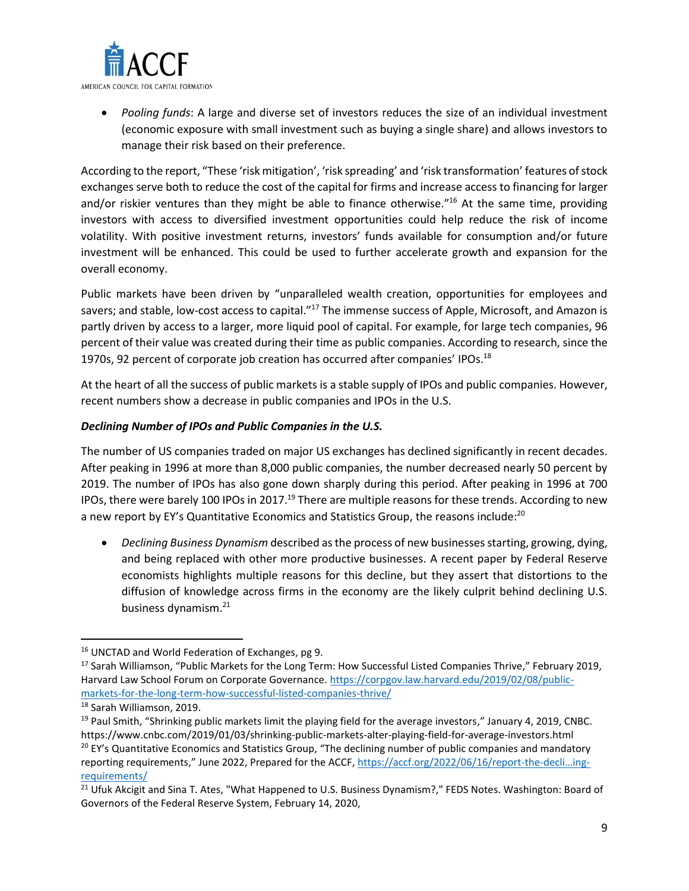- *Pooling funds*: A large and diverse set of investors reduces the size of an individual investment (economic exposure with small investment such as buying a single share) and allows investors to manage their risk based on their preference.

According to the report, "These 'risk mitigation', 'risk spreading' and 'risk transformation' features of stock exchanges serve both to reduce the cost of the capital for firms and increase access to financing for larger and/or riskier ventures than they might be able to finance otherwise."[16] At the same time, providing investors with access to diversified investment opportunities could help reduce the risk of income volatility. With positive investment returns, investors' funds available for consumption and/or future investment will be enhanced. This could be used to further accelerate growth and expansion for the overall economy.

Public markets have been driven by "unparalleled wealth creation, opportunities for employees and savers; and stable, low-cost access to capital."[17] The immense success of Apple, Microsoft, and Amazon is partly driven by access to a larger, more liquid pool of capital. For example, for large tech companies, 96 percent of their value was created during their time as public companies. According to research, since the 1970s, 92 percent of corporate job creation has occurred after companies' IPOs.[18]

At the heart of all the success of public markets is a stable supply of IPOs and public companies. However, recent numbers show a decrease in public companies and IPOs in the U.S.

### *Declining Number of IPOs and Public Companies in the U.S.*

The number of US companies traded on major US exchanges has declined significantly in recent decades. After peaking in 1996 at more than 8,000 public companies, the number decreased nearly 50 percent by 2019. The number of IPOs has also gone down sharply during this period. After peaking in 1996 at 700 IPOs, there were barely 100 IPOs in 2017.[19] There are multiple reasons for these trends. According to new a new report by EY's Quantitative Economics and Statistics Group, the reasons include:[20]

- *Declining Business Dynamism* described as the process of new businesses starting, growing, dying, and being replaced with other more productive businesses. A recent paper by Federal Reserve economists highlights multiple reasons for this decline, but they assert that distortions to the diffusion of knowledge across firms in the economy are the likely culprit behind declining U.S. business dynamism.[21]

---

[16] UNCTAD and World Federation of Exchanges, pg 9.

[17] Sarah Williamson, "Public Markets for the Long Term: How Successful Listed Companies Thrive," February 2019, Harvard Law School Forum on Corporate Governance. https://corpgov.law.harvard.edu/2019/02/08/public-markets-for-the-long-term-how-successful-listed-companies-thrive/

[18] Sarah Williamson, 2019.

[19] Paul Smith, "Shrinking public markets limit the playing field for the average investors," January 4, 2019, CNBC. https://www.cnbc.com/2019/01/03/shrinking-public-markets-alter-playing-field-for-average-investors.html

[20] EY's Quantitative Economics and Statistics Group, "The declining number of public companies and mandatory reporting requirements," June 2022, Prepared for the ACCF, https://accf.org/2022/06/16/report-the-decli…ing-requirements/

[21] Ufuk Akcigit and Sina T. Ates, "What Happened to U.S. Business Dynamism?," FEDS Notes. Washington: Board of Governors of the Federal Reserve System, February 14, 2020,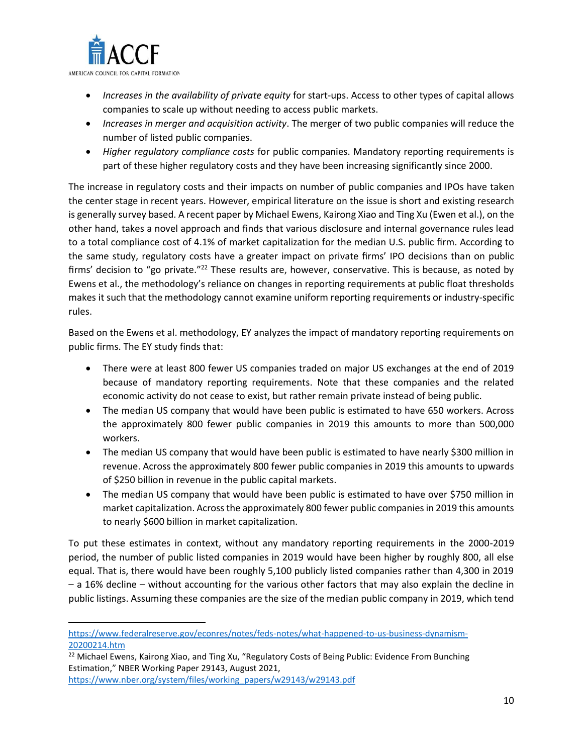- *Increases in the availability of private equity* for start-ups. Access to other types of capital allows companies to scale up without needing to access public markets.
- *Increases in merger and acquisition activity*. The merger of two public companies will reduce the number of listed public companies.
- *Higher regulatory compliance costs* for public companies. Mandatory reporting requirements is part of these higher regulatory costs and they have been increasing significantly since 2000.

The increase in regulatory costs and their impacts on number of public companies and IPOs have taken the center stage in recent years. However, empirical literature on the issue is short and existing research is generally survey based. A recent paper by Michael Ewens, Kairong Xiao and Ting Xu (Ewen et al.), on the other hand, takes a novel approach and finds that various disclosure and internal governance rules lead to a total compliance cost of 4.1% of market capitalization for the median U.S. public firm. According to the same study, regulatory costs have a greater impact on private firms' IPO decisions than on public firms' decision to "go private."[22] These results are, however, conservative. This is because, as noted by Ewens et al., the methodology's reliance on changes in reporting requirements at public float thresholds makes it such that the methodology cannot examine uniform reporting requirements or industry-specific rules.

Based on the Ewens et al. methodology, EY analyzes the impact of mandatory reporting requirements on public firms. The EY study finds that:

- There were at least 800 fewer US companies traded on major US exchanges at the end of 2019 because of mandatory reporting requirements. Note that these companies and the related economic activity do not cease to exist, but rather remain private instead of being public.
- The median US company that would have been public is estimated to have 650 workers. Across the approximately 800 fewer public companies in 2019 this amounts to more than 500,000 workers.
- The median US company that would have been public is estimated to have nearly $300 million in revenue. Across the approximately 800 fewer public companies in 2019 this amounts to upwards of $250 billion in revenue in the public capital markets.
- The median US company that would have been public is estimated to have over $750 million in market capitalization. Across the approximately 800 fewer public companies in 2019 this amounts to nearly $600 billion in market capitalization.

To put these estimates in context, without any mandatory reporting requirements in the 2000-2019 period, the number of public listed companies in 2019 would have been higher by roughly 800, all else equal. That is, there would have been roughly 5,100 publicly listed companies rather than 4,300 in 2019 – a 16% decline – without accounting for the various other factors that may also explain the decline in public listings. Assuming these companies are the size of the median public company in 2019, which tend

---

https://www.federalreserve.gov/econres/notes/feds-notes/what-happened-to-us-business-dynamism-20200214.htm

[22] Michael Ewens, Kairong Xiao, and Ting Xu, "Regulatory Costs of Being Public: Evidence From Bunching Estimation," NBER Working Paper 29143, August 2021, https://www.nber.org/system/files/working_papers/w29143/w29143.pdf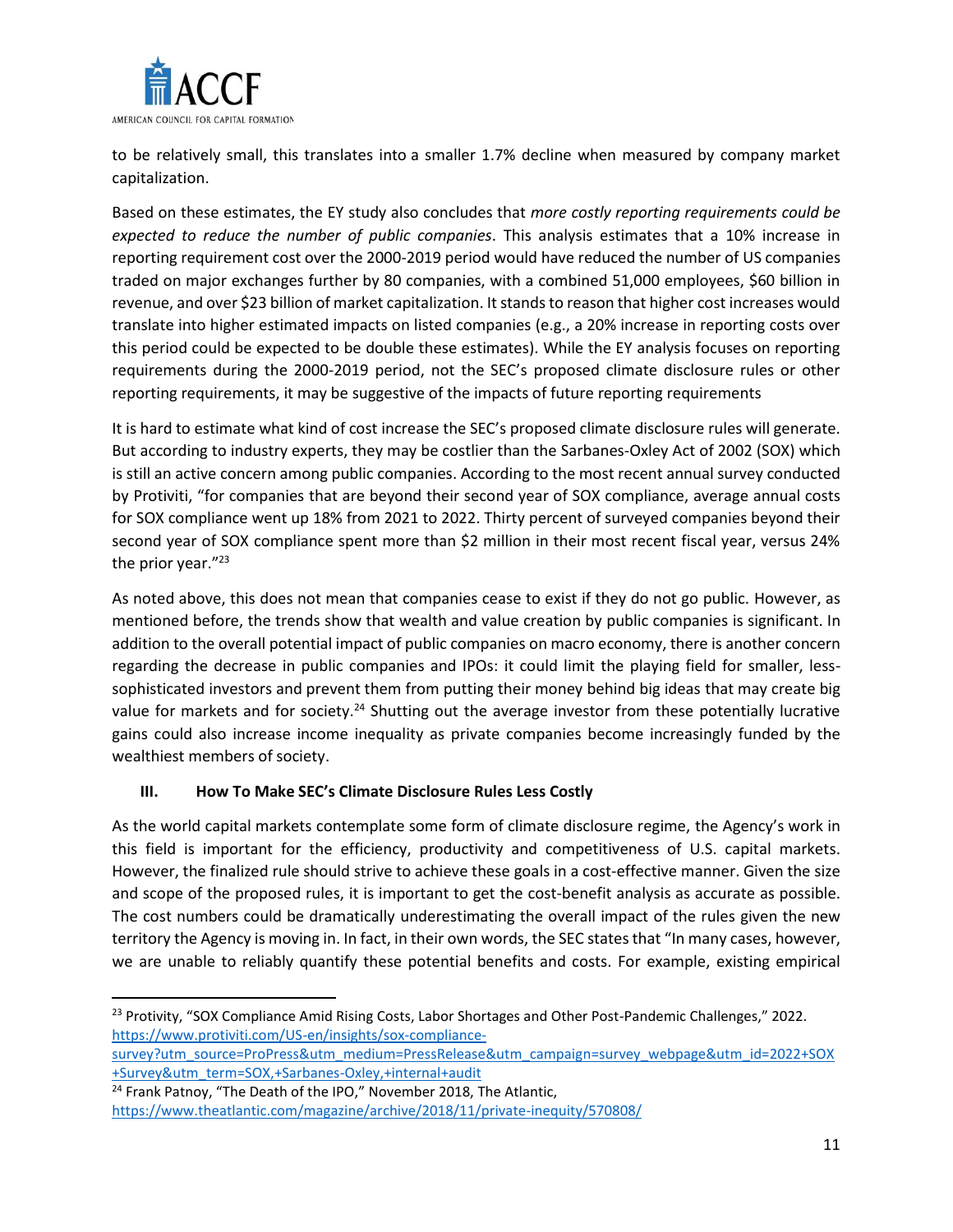to be relatively small, this translates into a smaller 1.7% decline when measured by company market capitalization.

Based on these estimates, the EY study also concludes that *more costly reporting requirements could be expected to reduce the number of public companies*. This analysis estimates that a 10% increase in reporting requirement cost over the 2000-2019 period would have reduced the number of US companies traded on major exchanges further by 80 companies, with a combined 51,000 employees, $60 billion in revenue, and over $23 billion of market capitalization. It stands to reason that higher cost increases would translate into higher estimated impacts on listed companies (e.g., a 20% increase in reporting costs over this period could be expected to be double these estimates). While the EY analysis focuses on reporting requirements during the 2000-2019 period, not the SEC's proposed climate disclosure rules or other reporting requirements, it may be suggestive of the impacts of future reporting requirements

It is hard to estimate what kind of cost increase the SEC's proposed climate disclosure rules will generate. But according to industry experts, they may be costlier than the Sarbanes-Oxley Act of 2002 (SOX) which is still an active concern among public companies. According to the most recent annual survey conducted by Protiviti, "for companies that are beyond their second year of SOX compliance, average annual costs for SOX compliance went up 18% from 2021 to 2022. Thirty percent of surveyed companies beyond their second year of SOX compliance spent more than $2 million in their most recent fiscal year, versus 24% the prior year."[23]

As noted above, this does not mean that companies cease to exist if they do not go public. However, as mentioned before, the trends show that wealth and value creation by public companies is significant. In addition to the overall potential impact of public companies on macro economy, there is another concern regarding the decrease in public companies and IPOs: it could limit the playing field for smaller, less-sophisticated investors and prevent them from putting their money behind big ideas that may create big value for markets and for society.[24] Shutting out the average investor from these potentially lucrative gains could also increase income inequality as private companies become increasingly funded by the wealthiest members of society.

## III. How To Make SEC's Climate Disclosure Rules Less Costly

As the world capital markets contemplate some form of climate disclosure regime, the Agency's work in this field is important for the efficiency, productivity and competitiveness of U.S. capital markets. However, the finalized rule should strive to achieve these goals in a cost-effective manner. Given the size and scope of the proposed rules, it is important to get the cost-benefit analysis as accurate as possible. The cost numbers could be dramatically underestimating the overall impact of the rules given the new territory the Agency is moving in. In fact, in their own words, the SEC states that "In many cases, however, we are unable to reliably quantify these potential benefits and costs. For example, existing empirical

---

[23] Protivity, "SOX Compliance Amid Rising Costs, Labor Shortages and Other Post-Pandemic Challenges," 2022. https://www.protiviti.com/US-en/insights/sox-compliance-survey?utm_source=ProPress&utm_medium=PressRelease&utm_campaign=survey_webpage&utm_id=2022+SOX+Survey&utm_term=SOX,+Sarbanes-Oxley,+internal+audit

[24] Frank Patnoy, "The Death of the IPO," November 2018, The Atlantic, https://www.theatlantic.com/magazine/archive/2018/11/private-inequity/570808/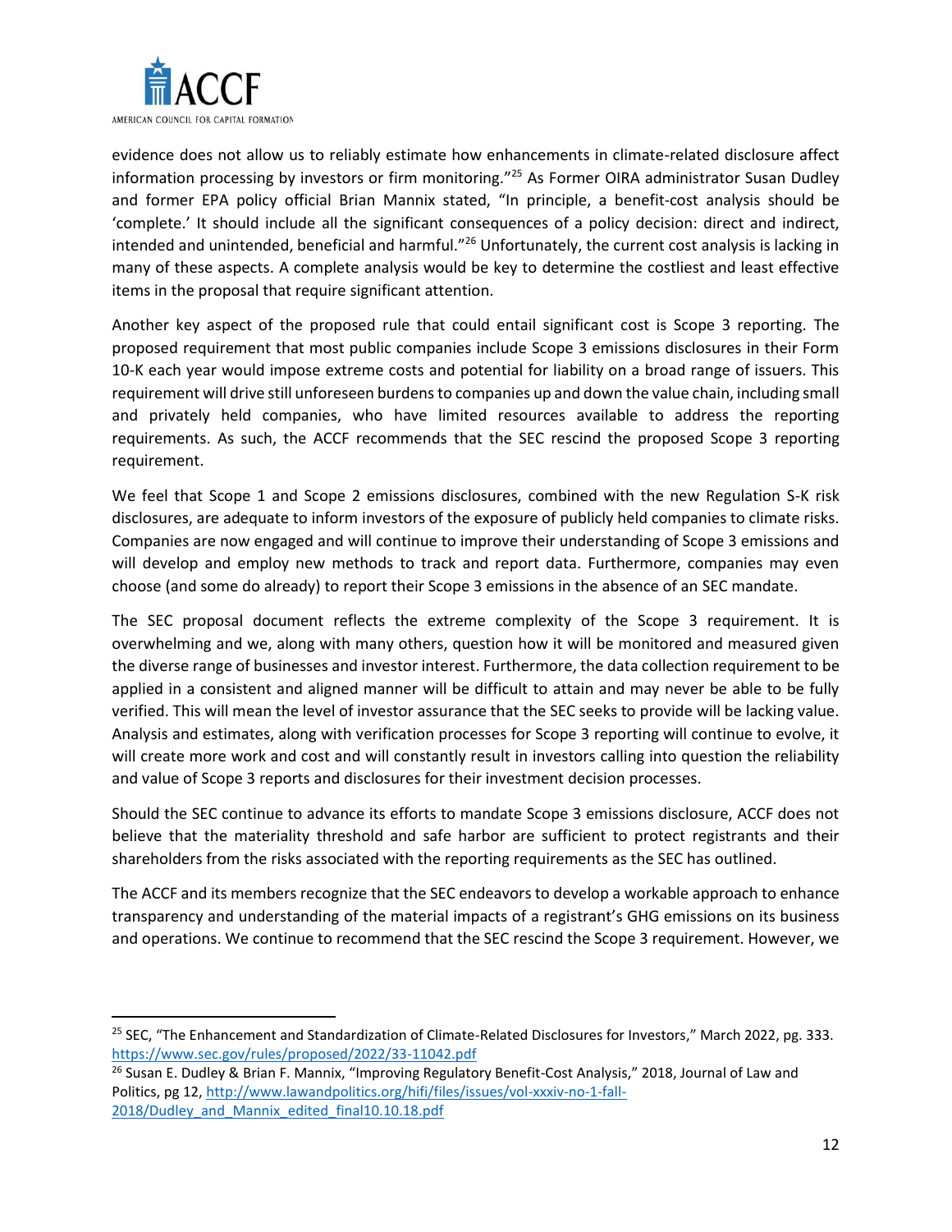evidence does not allow us to reliably estimate how enhancements in climate-related disclosure affect information processing by investors or firm monitoring."[25] As Former OIRA administrator Susan Dudley and former EPA policy official Brian Mannix stated, "In principle, a benefit-cost analysis should be 'complete.' It should include all the significant consequences of a policy decision: direct and indirect, intended and unintended, beneficial and harmful."[26] Unfortunately, the current cost analysis is lacking in many of these aspects. A complete analysis would be key to determine the costliest and least effective items in the proposal that require significant attention.

Another key aspect of the proposed rule that could entail significant cost is Scope 3 reporting. The proposed requirement that most public companies include Scope 3 emissions disclosures in their Form 10-K each year would impose extreme costs and potential for liability on a broad range of issuers. This requirement will drive still unforeseen burdens to companies up and down the value chain, including small and privately held companies, who have limited resources available to address the reporting requirements. As such, the ACCF recommends that the SEC rescind the proposed Scope 3 reporting requirement.

We feel that Scope 1 and Scope 2 emissions disclosures, combined with the new Regulation S-K risk disclosures, are adequate to inform investors of the exposure of publicly held companies to climate risks. Companies are now engaged and will continue to improve their understanding of Scope 3 emissions and will develop and employ new methods to track and report data. Furthermore, companies may even choose (and some do already) to report their Scope 3 emissions in the absence of an SEC mandate.

The SEC proposal document reflects the extreme complexity of the Scope 3 requirement. It is overwhelming and we, along with many others, question how it will be monitored and measured given the diverse range of businesses and investor interest. Furthermore, the data collection requirement to be applied in a consistent and aligned manner will be difficult to attain and may never be able to be fully verified. This will mean the level of investor assurance that the SEC seeks to provide will be lacking value. Analysis and estimates, along with verification processes for Scope 3 reporting will continue to evolve, it will create more work and cost and will constantly result in investors calling into question the reliability and value of Scope 3 reports and disclosures for their investment decision processes.

Should the SEC continue to advance its efforts to mandate Scope 3 emissions disclosure, ACCF does not believe that the materiality threshold and safe harbor are sufficient to protect registrants and their shareholders from the risks associated with the reporting requirements as the SEC has outlined.

The ACCF and its members recognize that the SEC endeavors to develop a workable approach to enhance transparency and understanding of the material impacts of a registrant's GHG emissions on its business and operations. We continue to recommend that the SEC rescind the Scope 3 requirement. However, we

---

[25] SEC, "The Enhancement and Standardization of Climate-Related Disclosures for Investors," March 2022, pg. 333. https://www.sec.gov/rules/proposed/2022/33-11042.pdf

[26] Susan E. Dudley & Brian F. Mannix, "Improving Regulatory Benefit-Cost Analysis," 2018, Journal of Law and Politics, pg 12, http://www.lawandpolitics.org/hifi/files/issues/vol-xxxiv-no-1-fall-2018/Dudley_and_Mannix_edited_final10.10.18.pdf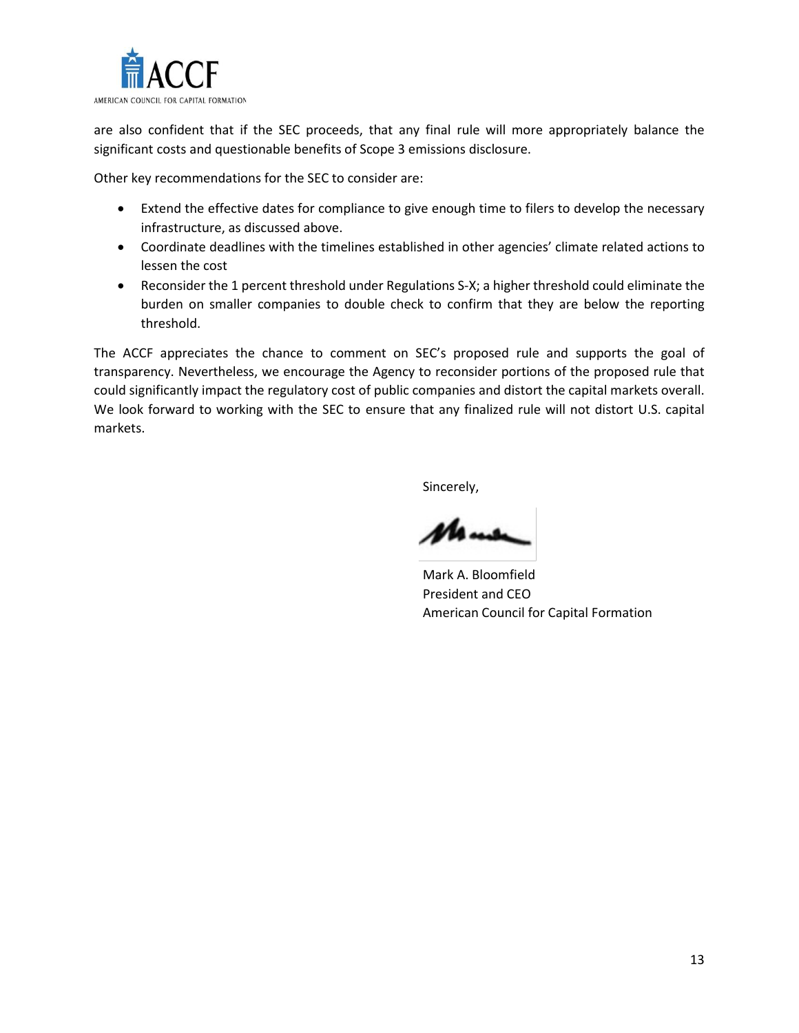are also confident that if the SEC proceeds, that any final rule will more appropriately balance the significant costs and questionable benefits of Scope 3 emissions disclosure.

Other key recommendations for the SEC to consider are:

- Extend the effective dates for compliance to give enough time to filers to develop the necessary infrastructure, as discussed above.
- Coordinate deadlines with the timelines established in other agencies' climate related actions to lessen the cost
- Reconsider the 1 percent threshold under Regulations S-X; a higher threshold could eliminate the burden on smaller companies to double check to confirm that they are below the reporting threshold.

The ACCF appreciates the chance to comment on SEC's proposed rule and supports the goal of transparency. Nevertheless, we encourage the Agency to reconsider portions of the proposed rule that could significantly impact the regulatory cost of public companies and distort the capital markets overall. We look forward to working with the SEC to ensure that any finalized rule will not distort U.S. capital markets.

Sincerely,

Mark A. Bloomfield
President and CEO
American Council for Capital Formation